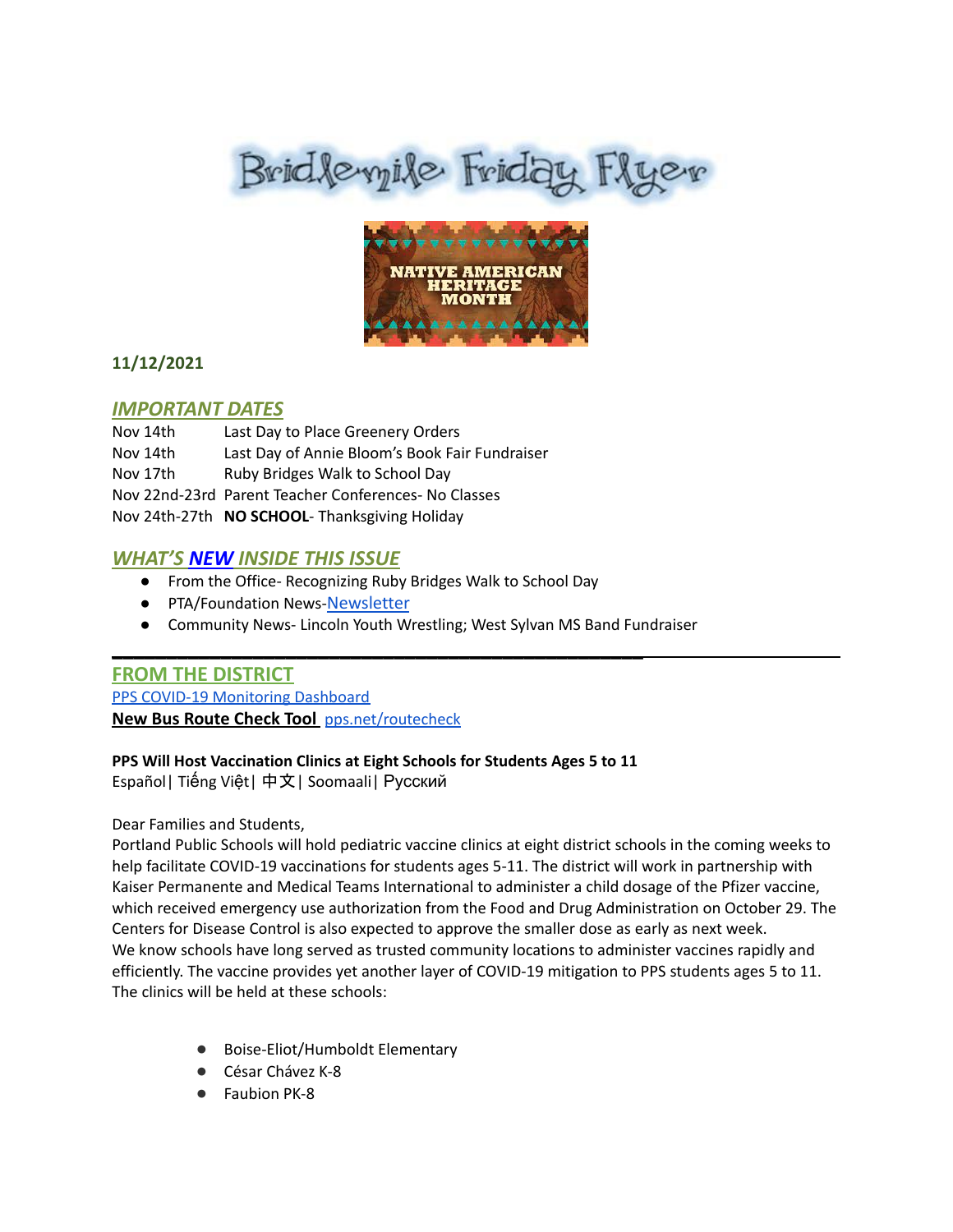# Bridlemile Friday Flyer

NATIVE AMERICAN HERITAGE MONTH

**11/12/2021**

## *IMPORTANT DATES*

| | |
|---|---|
| Nov 14th | Last Day to Place Greenery Orders |
| Nov 14th | Last Day of Annie Bloom's Book Fair Fundraiser |
| Nov 17th | Ruby Bridges Walk to School Day |
| Nov 22nd-23rd | Parent Teacher Conferences- No Classes |
| Nov 24th-27th | **NO SCHOOL**- Thanksgiving Holiday |

## *WHAT'S NEW INSIDE THIS ISSUE*

- From the Office- Recognizing Ruby Bridges Walk to School Day
- PTA/Foundation News-Newsletter
- Community News- Lincoln Youth Wrestling; West Sylvan MS Band Fundraiser

---

## FROM THE DISTRICT

PPS COVID-19 Monitoring Dashboard

**New Bus Route Check Tool** pps.net/routecheck

**PPS Will Host Vaccination Clinics at Eight Schools for Students Ages 5 to 11**

Español| Tiếng Việt| 中文| Soomaali| Русский

Dear Families and Students,

Portland Public Schools will hold pediatric vaccine clinics at eight district schools in the coming weeks to help facilitate COVID-19 vaccinations for students ages 5-11. The district will work in partnership with Kaiser Permanente and Medical Teams International to administer a child dosage of the Pfizer vaccine, which received emergency use authorization from the Food and Drug Administration on October 29. The Centers for Disease Control is also expected to approve the smaller dose as early as next week.

We know schools have long served as trusted community locations to administer vaccines rapidly and efficiently. The vaccine provides yet another layer of COVID-19 mitigation to PPS students ages 5 to 11. The clinics will be held at these schools:

- Boise-Eliot/Humboldt Elementary
- César Chávez K-8
- Faubion PK-8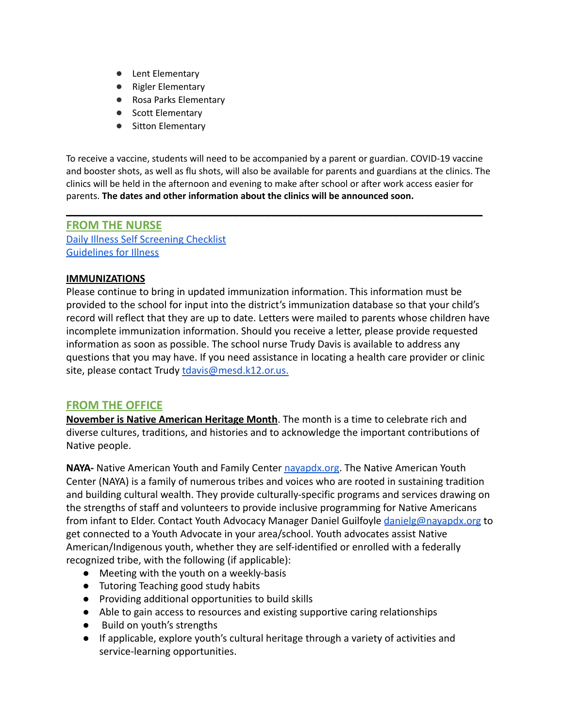- Lent Elementary
- Rigler Elementary
- Rosa Parks Elementary
- Scott Elementary
- Sitton Elementary

To receive a vaccine, students will need to be accompanied by a parent or guardian. COVID-19 vaccine and booster shots, as well as flu shots, will also be available for parents and guardians at the clinics. The clinics will be held in the afternoon and evening to make after school or after work access easier for parents. **The dates and other information about the clinics will be announced soon.**

---

## FROM THE NURSE

[Daily Illness Self Screening Checklist](#)
[Guidelines for Illness](#)

**IMMUNIZATIONS**

Please continue to bring in updated immunization information. This information must be provided to the school for input into the district's immunization database so that your child's record will reflect that they are up to date. Letters were mailed to parents whose children have incomplete immunization information. Should you receive a letter, please provide requested information as soon as possible. The school nurse Trudy Davis is available to address any questions that you may have. If you need assistance in locating a health care provider or clinic site, please contact Trudy tdavis@mesd.k12.or.us.

## FROM THE OFFICE

**November is Native American Heritage Month**. The month is a time to celebrate rich and diverse cultures, traditions, and histories and to acknowledge the important contributions of Native people.

**NAYA-** Native American Youth and Family Center nayapdx.org. The Native American Youth Center (NAYA) is a family of numerous tribes and voices who are rooted in sustaining tradition and building cultural wealth. They provide culturally-specific programs and services drawing on the strengths of staff and volunteers to provide inclusive programming for Native Americans from infant to Elder. Contact Youth Advocacy Manager Daniel Guilfoyle danielg@nayapdx.org to get connected to a Youth Advocate in your area/school. Youth advocates assist Native American/Indigenous youth, whether they are self-identified or enrolled with a federally recognized tribe, with the following (if applicable):

- Meeting with the youth on a weekly-basis
- Tutoring Teaching good study habits
- Providing additional opportunities to build skills
- Able to gain access to resources and existing supportive caring relationships
- Build on youth's strengths
- If applicable, explore youth's cultural heritage through a variety of activities and service-learning opportunities.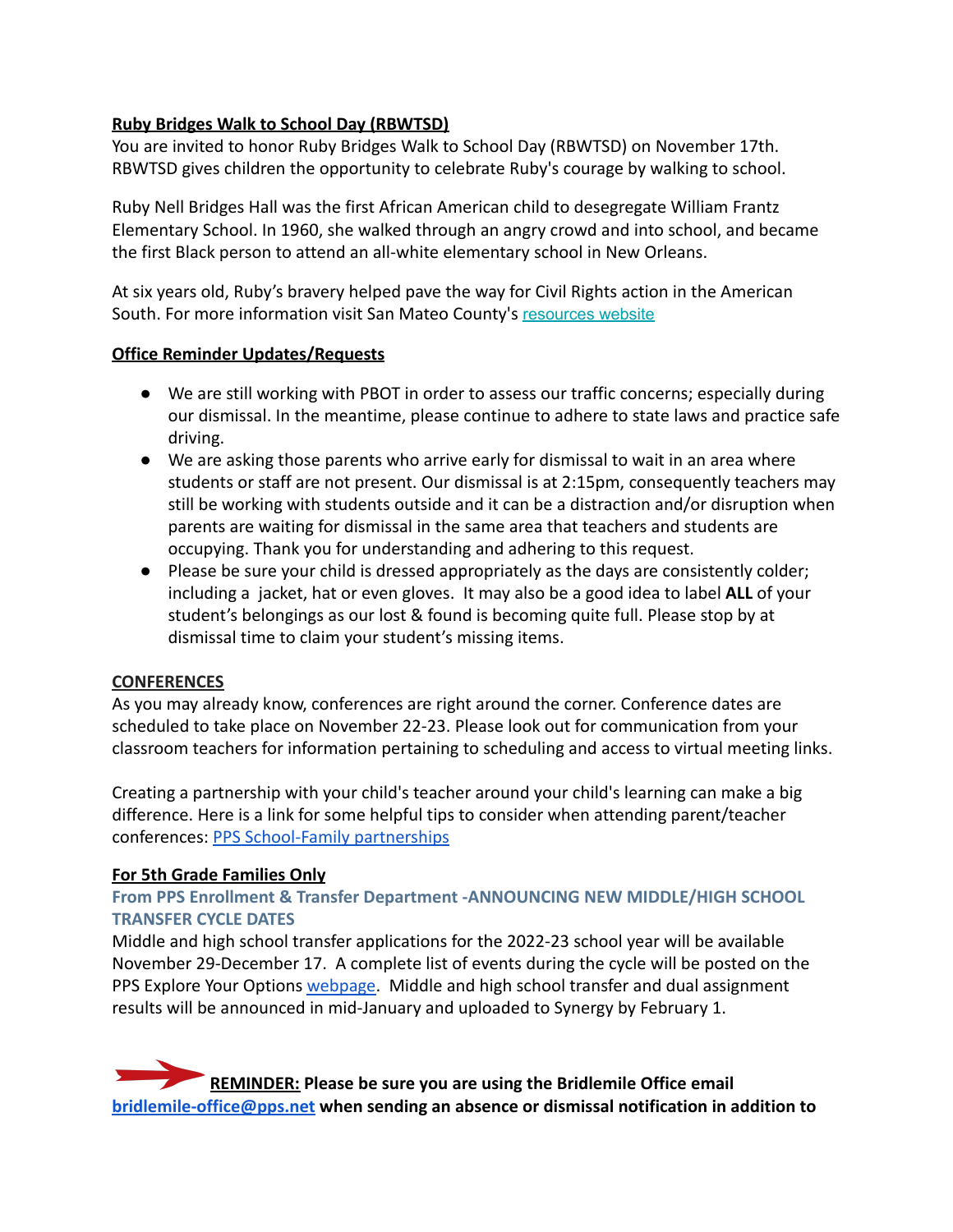**Ruby Bridges Walk to School Day (RBWTSD)**

You are invited to honor Ruby Bridges Walk to School Day (RBWTSD) on November 17th. RBWTSD gives children the opportunity to celebrate Ruby's courage by walking to school.

Ruby Nell Bridges Hall was the first African American child to desegregate William Frantz Elementary School. In 1960, she walked through an angry crowd and into school, and became the first Black person to attend an all-white elementary school in New Orleans.

At six years old, Ruby's bravery helped pave the way for Civil Rights action in the American South. For more information visit San Mateo County's resources website

**Office Reminder Updates/Requests**

- We are still working with PBOT in order to assess our traffic concerns; especially during our dismissal. In the meantime, please continue to adhere to state laws and practice safe driving.
- We are asking those parents who arrive early for dismissal to wait in an area where students or staff are not present. Our dismissal is at 2:15pm, consequently teachers may still be working with students outside and it can be a distraction and/or disruption when parents are waiting for dismissal in the same area that teachers and students are occupying. Thank you for understanding and adhering to this request.
- Please be sure your child is dressed appropriately as the days are consistently colder; including a jacket, hat or even gloves. It may also be a good idea to label **ALL** of your student's belongings as our lost & found is becoming quite full. Please stop by at dismissal time to claim your student's missing items.

**CONFERENCES**

As you may already know, conferences are right around the corner. Conference dates are scheduled to take place on November 22-23. Please look out for communication from your classroom teachers for information pertaining to scheduling and access to virtual meeting links.

Creating a partnership with your child's teacher around your child's learning can make a big difference. Here is a link for some helpful tips to consider when attending parent/teacher conferences: PPS School-Family partnerships

**For 5th Grade Families Only**

**From PPS Enrollment & Transfer Department -ANNOUNCING NEW MIDDLE/HIGH SCHOOL TRANSFER CYCLE DATES**

Middle and high school transfer applications for the 2022-23 school year will be available November 29-December 17. A complete list of events during the cycle will be posted on the PPS Explore Your Options webpage. Middle and high school transfer and dual assignment results will be announced in mid-January and uploaded to Synergy by February 1.

**REMINDER: Please be sure you are using the Bridlemile Office email bridlemile-office@pps.net when sending an absence or dismissal notification in addition to**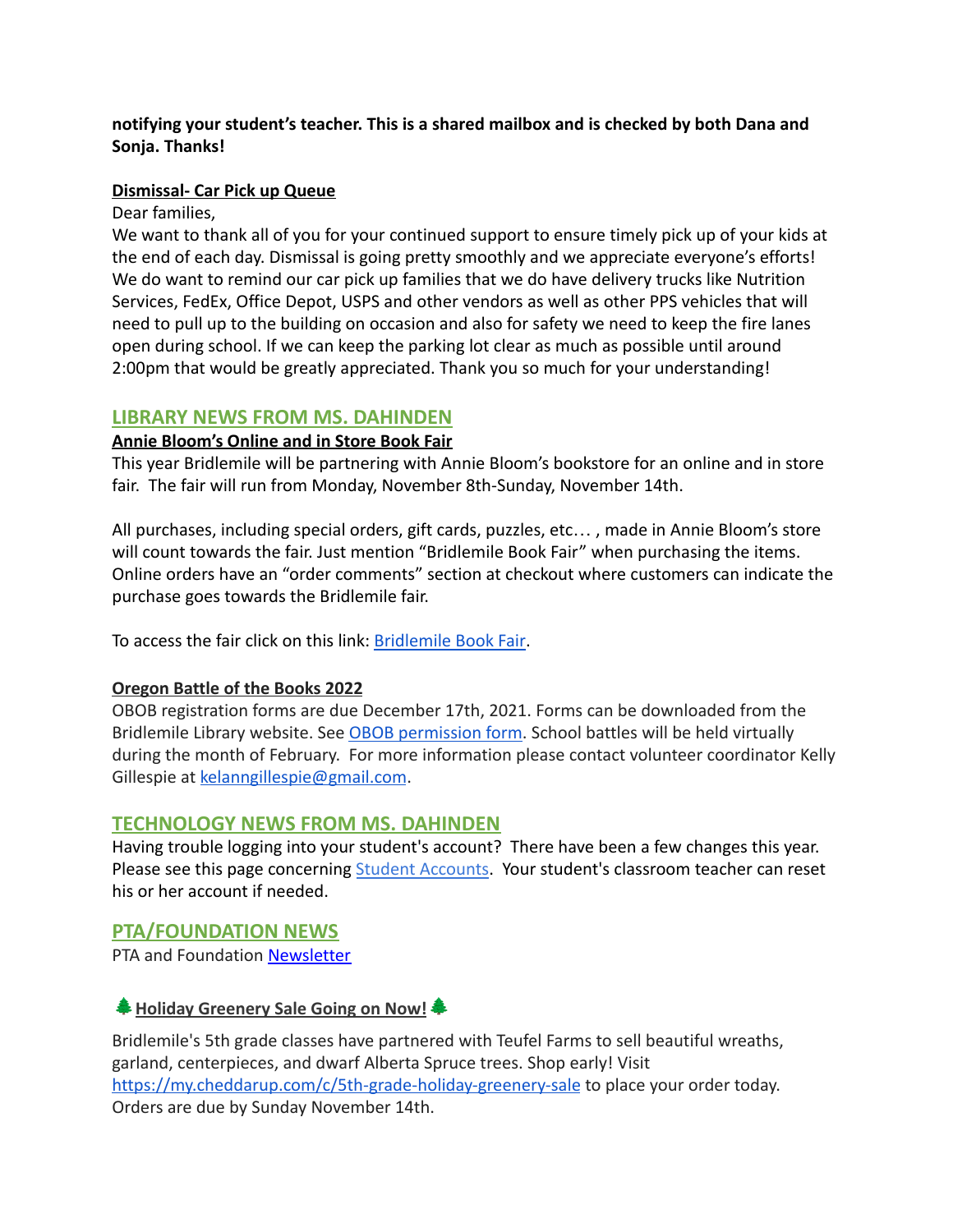**notifying your student's teacher. This is a shared mailbox and is checked by both Dana and Sonja. Thanks!**

**Dismissal- Car Pick up Queue**

Dear families,

We want to thank all of you for your continued support to ensure timely pick up of your kids at the end of each day. Dismissal is going pretty smoothly and we appreciate everyone's efforts! We do want to remind our car pick up families that we do have delivery trucks like Nutrition Services, FedEx, Office Depot, USPS and other vendors as well as other PPS vehicles that will need to pull up to the building on occasion and also for safety we need to keep the fire lanes open during school. If we can keep the parking lot clear as much as possible until around 2:00pm that would be greatly appreciated. Thank you so much for your understanding!

## LIBRARY NEWS FROM MS. DAHINDEN

**Annie Bloom's Online and in Store Book Fair**

This year Bridlemile will be partnering with Annie Bloom's bookstore for an online and in store fair. The fair will run from Monday, November 8th-Sunday, November 14th.

All purchases, including special orders, gift cards, puzzles, etc… , made in Annie Bloom's store will count towards the fair. Just mention "Bridlemile Book Fair" when purchasing the items. Online orders have an "order comments" section at checkout where customers can indicate the purchase goes towards the Bridlemile fair.

To access the fair click on this link: Bridlemile Book Fair.

**Oregon Battle of the Books 2022**

OBOB registration forms are due December 17th, 2021. Forms can be downloaded from the Bridlemile Library website. See OBOB permission form. School battles will be held virtually during the month of February. For more information please contact volunteer coordinator Kelly Gillespie at kelanngillespie@gmail.com.

## TECHNOLOGY NEWS FROM MS. DAHINDEN

Having trouble logging into your student's account? There have been a few changes this year. Please see this page concerning Student Accounts. Your student's classroom teacher can reset his or her account if needed.

## PTA/FOUNDATION NEWS

PTA and Foundation Newsletter

**🌲Holiday Greenery Sale Going on Now!🌲**

Bridlemile's 5th grade classes have partnered with Teufel Farms to sell beautiful wreaths, garland, centerpieces, and dwarf Alberta Spruce trees. Shop early! Visit https://my.cheddarup.com/c/5th-grade-holiday-greenery-sale to place your order today. Orders are due by Sunday November 14th.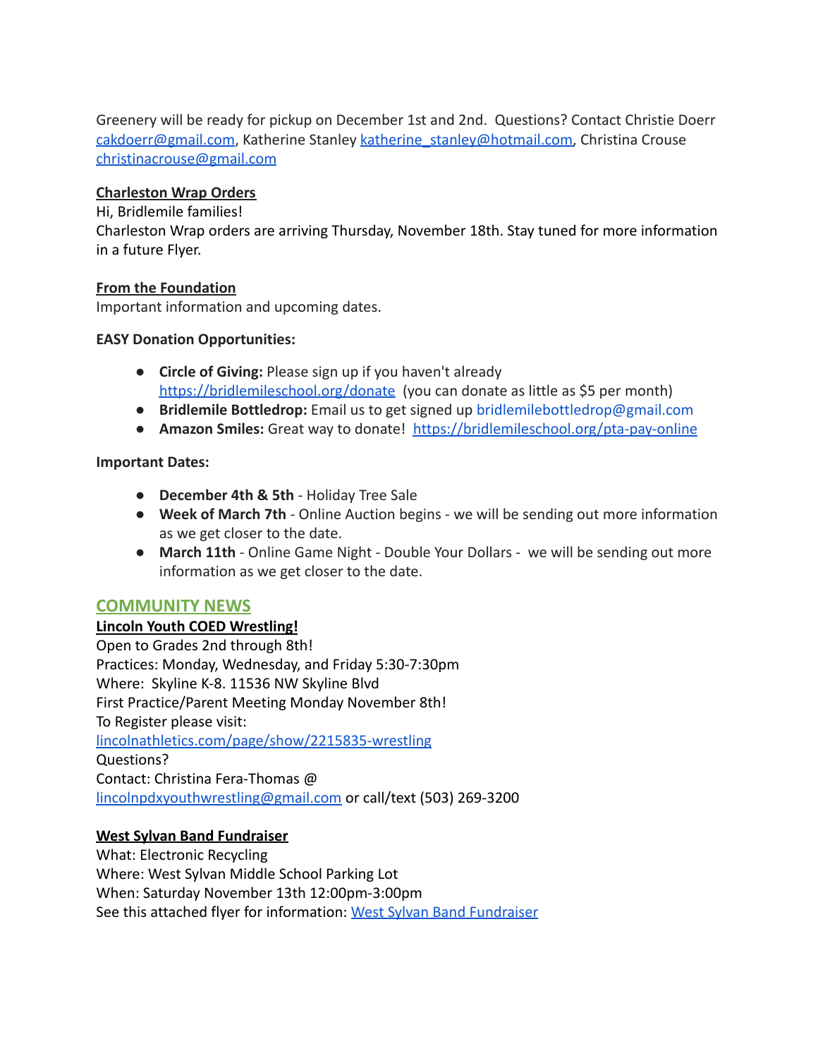Greenery will be ready for pickup on December 1st and 2nd. Questions? Contact Christie Doerr cakdoerr@gmail.com, Katherine Stanley katherine_stanley@hotmail.com, Christina Crouse christinacrouse@gmail.com

**Charleston Wrap Orders**

Hi, Bridlemile families!
Charleston Wrap orders are arriving Thursday, November 18th. Stay tuned for more information in a future Flyer.

**From the Foundation**

Important information and upcoming dates.

**EASY Donation Opportunities:**

- **Circle of Giving:** Please sign up if you haven't already https://bridlemileschool.org/donate (you can donate as little as $5 per month)
- **Bridlemile Bottledrop:** Email us to get signed up bridlemilebottledrop@gmail.com
- **Amazon Smiles:** Great way to donate! https://bridlemileschool.org/pta-pay-online

**Important Dates:**

- **December 4th & 5th** - Holiday Tree Sale
- **Week of March 7th** - Online Auction begins - we will be sending out more information as we get closer to the date.
- **March 11th** - Online Game Night - Double Your Dollars - we will be sending out more information as we get closer to the date.

## COMMUNITY NEWS

**Lincoln Youth COED Wrestling!**

Open to Grades 2nd through 8th!
Practices: Monday, Wednesday, and Friday 5:30-7:30pm
Where: Skyline K-8. 11536 NW Skyline Blvd
First Practice/Parent Meeting Monday November 8th!
To Register please visit:
lincolnathletics.com/page/show/2215835-wrestling
Questions?
Contact: Christina Fera-Thomas @
lincolnpdxyouthwrestling@gmail.com or call/text (503) 269-3200

**West Sylvan Band Fundraiser**

What: Electronic Recycling
Where: West Sylvan Middle School Parking Lot
When: Saturday November 13th 12:00pm-3:00pm
See this attached flyer for information: West Sylvan Band Fundraiser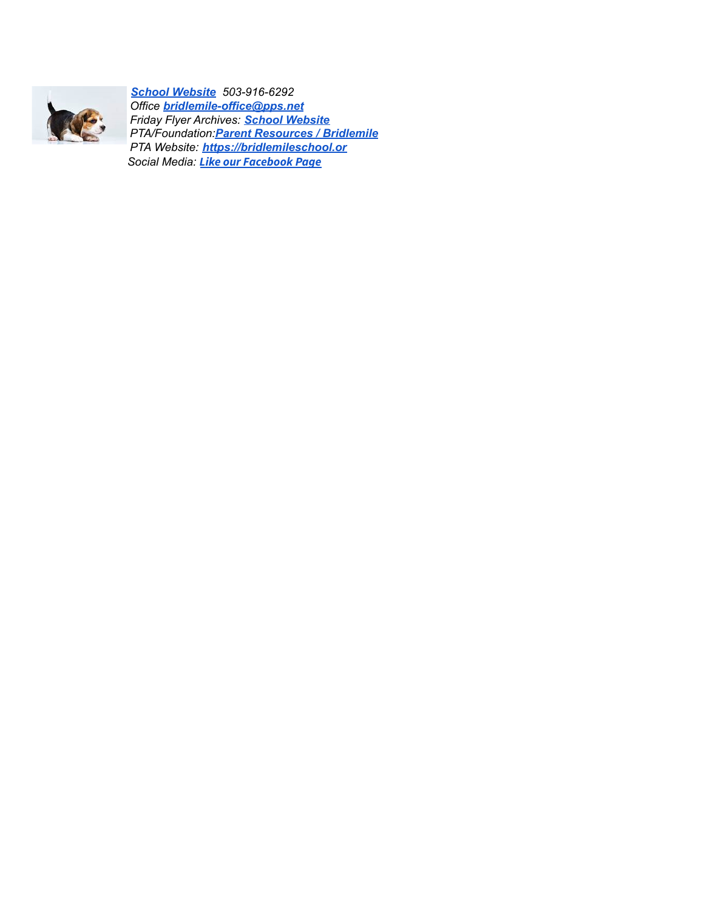***School Website*** *503-916-6292*
*Office* ***bridlemile-office@pps.net***
*Friday Flyer Archives:* ***School Website***
*PTA/Foundation:****Parent Resources / Bridlemile***
*PTA Website:* ***https://bridlemileschool.or***
*Social Media:* ***Like our Facebook Page***